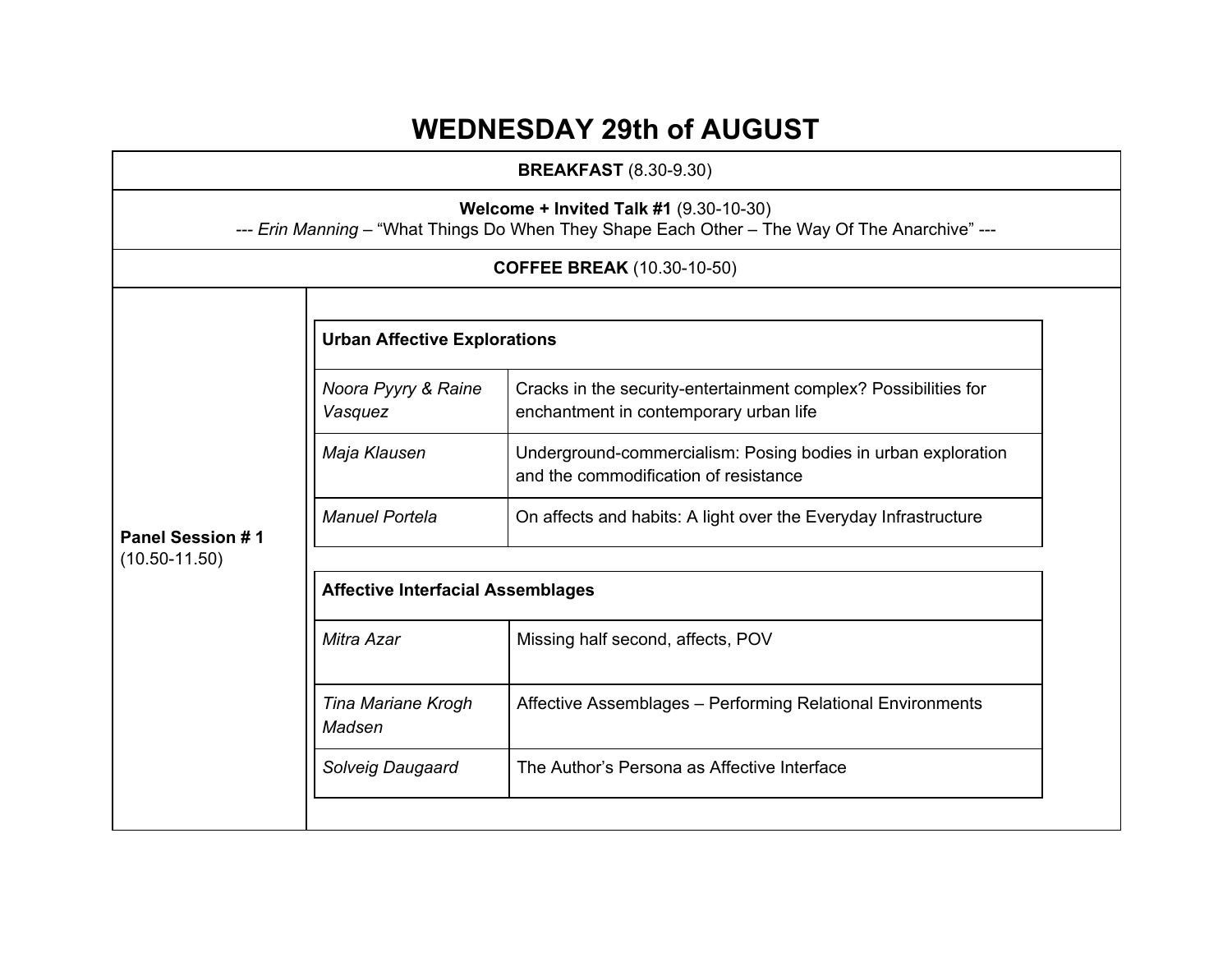# WEDNESDAY 29th of AUGUST

**BREAKFAST** (8.30-9.30)

**Welcome + Invited Talk #1** (9.30-10-30)
--- *Erin Manning* – "What Things Do When They Shape Each Other – The Way Of The Anarchive" ---

**COFFEE BREAK** (10.30-10-50)

**Panel Session # 1** (10.50-11.50)

| **Urban Affective Explorations** | |
|---|---|
| *Noora Pyyry & Raine Vasquez* | Cracks in the security-entertainment complex? Possibilities for enchantment in contemporary urban life |
| *Maja Klausen* | Underground-commercialism: Posing bodies in urban exploration and the commodification of resistance |
| *Manuel Portela* | On affects and habits: A light over the Everyday Infrastructure |

| **Affective Interfacial Assemblages** | |
|---|---|
| *Mitra Azar* | Missing half second, affects, POV |
| *Tina Mariane Krogh Madsen* | Affective Assemblages – Performing Relational Environments |
| *Solveig Daugaard* | The Author's Persona as Affective Interface |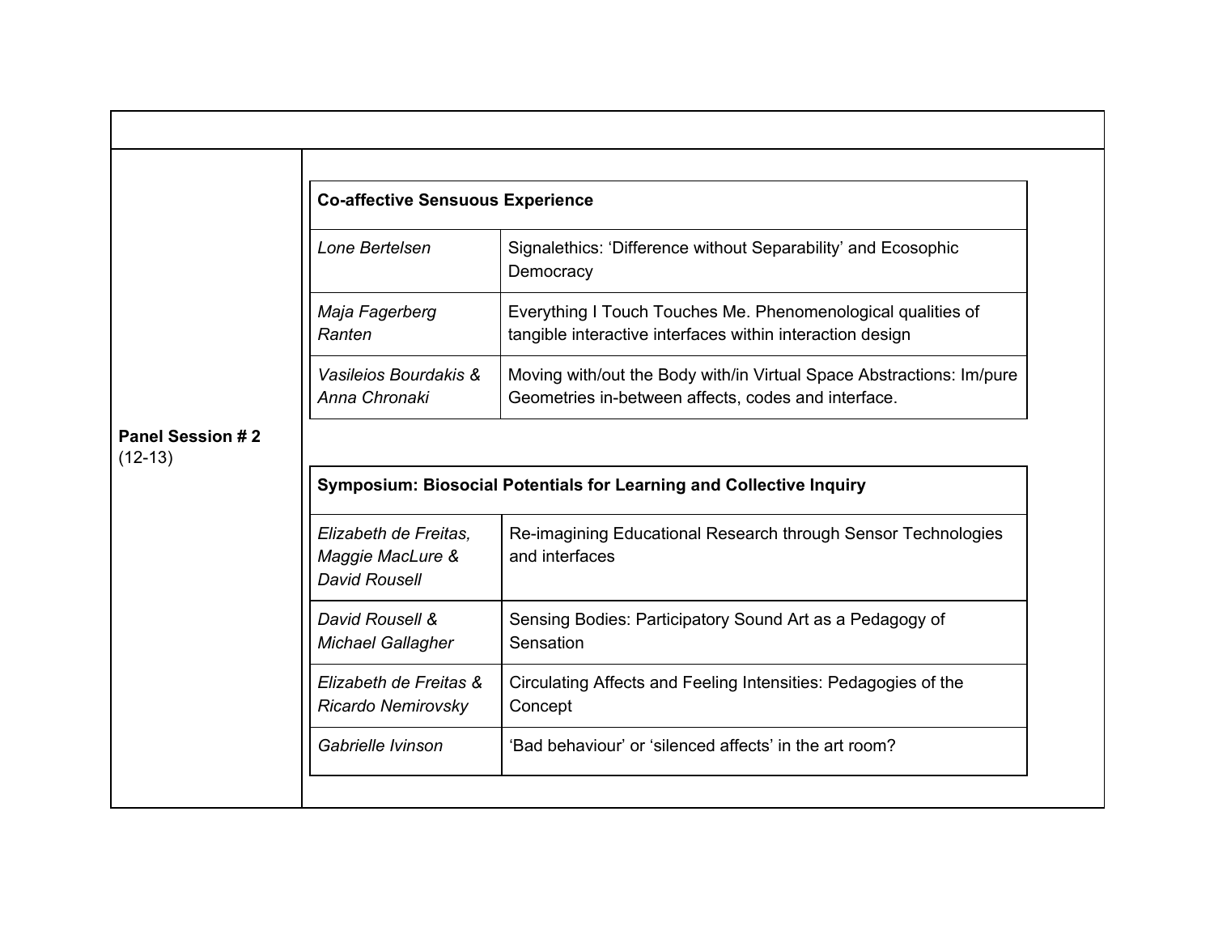**Panel Session # 2** (12-13)

| **Co-affective Sensuous Experience** | |
|---|---|
| *Lone Bertelsen* | Signalethics: ‘Difference without Separability’ and Ecosophic Democracy |
| *Maja Fagerberg Ranten* | Everything I Touch Touches Me. Phenomenological qualities of tangible interactive interfaces within interaction design |
| *Vasileios Bourdakis & Anna Chronaki* | Moving with/out the Body with/in Virtual Space Abstractions: Im/pure Geometries in-between affects, codes and interface. |

| **Symposium: Biosocial Potentials for Learning and Collective Inquiry** | |
|---|---|
| *Elizabeth de Freitas, Maggie MacLure & David Rousell* | Re-imagining Educational Research through Sensor Technologies and interfaces |
| *David Rousell & Michael Gallagher* | Sensing Bodies: Participatory Sound Art as a Pedagogy of Sensation |
| *Elizabeth de Freitas & Ricardo Nemirovsky* | Circulating Affects and Feeling Intensities: Pedagogies of the Concept |
| *Gabrielle Ivinson* | ‘Bad behaviour’ or ‘silenced affects’ in the art room? |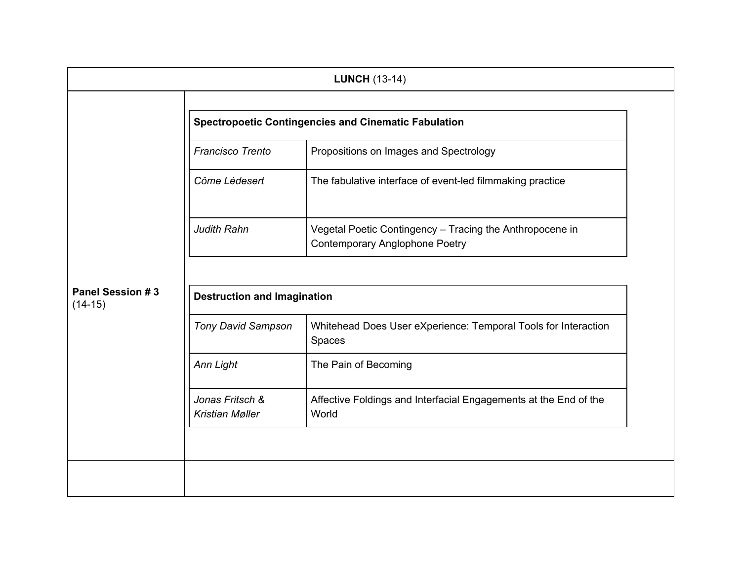**LUNCH** (13-14)

**Panel Session # 3** (14-15)

| **Spectropoetic Contingencies and Cinematic Fabulation** | |
|---|---|
| *Francisco Trento* | Propositions on Images and Spectrology |
| *Côme Lédesert* | The fabulative interface of event-led filmmaking practice |
| *Judith Rahn* | Vegetal Poetic Contingency – Tracing the Anthropocene in Contemporary Anglophone Poetry |

| **Destruction and Imagination** | |
|---|---|
| *Tony David Sampson* | Whitehead Does User eXperience: Temporal Tools for Interaction Spaces |
| *Ann Light* | The Pain of Becoming |
| *Jonas Fritsch & Kristian Møller* | Affective Foldings and Interfacial Engagements at the End of the World |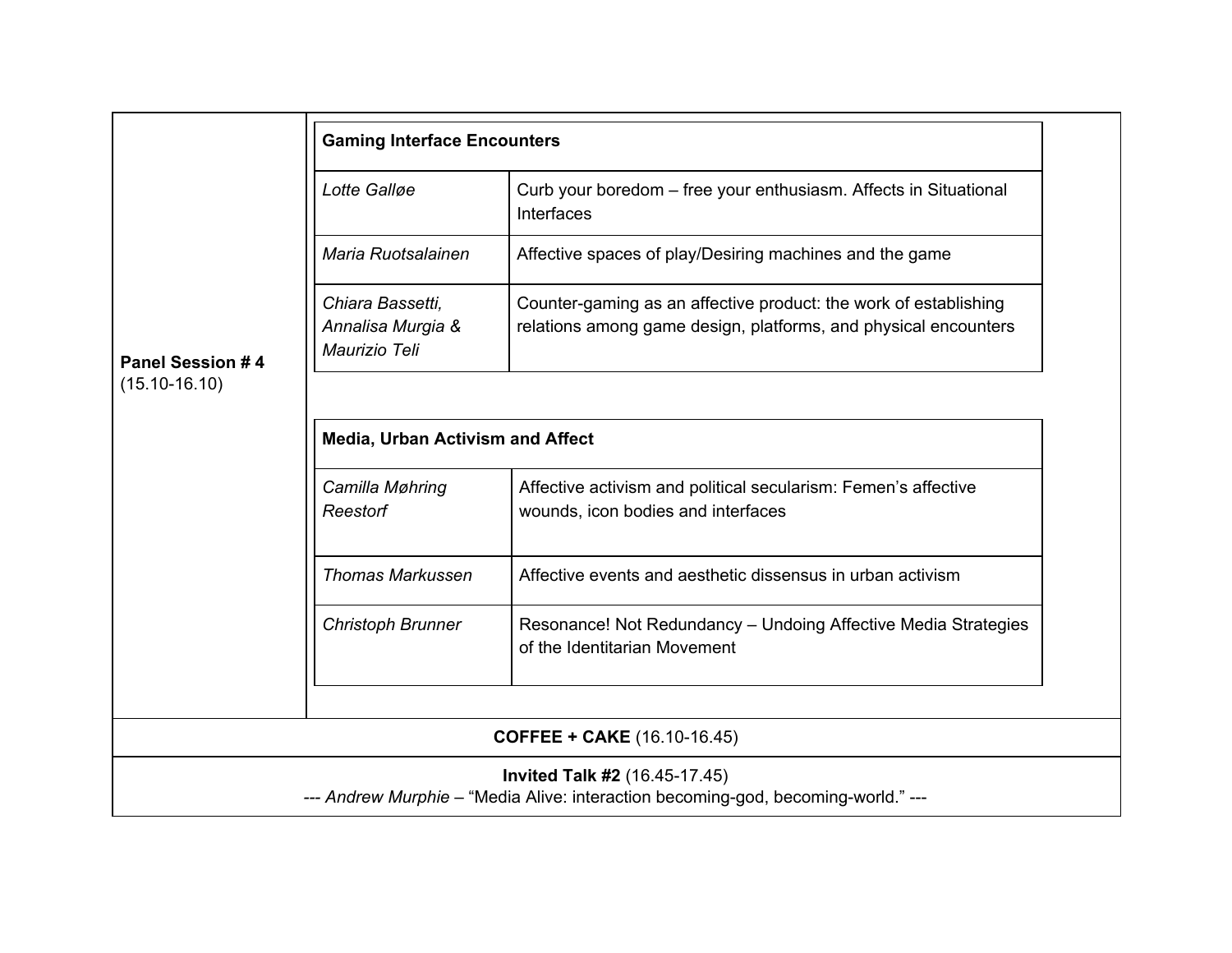| | | |
|---|---|---|
| **Panel Session # 4** (15.10-16.10) | **Gaming Interface Encounters** | |
| | *Lotte Galløe* | Curb your boredom – free your enthusiasm. Affects in Situational Interfaces |
| | *Maria Ruotsalainen* | Affective spaces of play/Desiring machines and the game |
| | *Chiara Bassetti, Annalisa Murgia & Maurizio Teli* | Counter-gaming as an affective product: the work of establishing relations among game design, platforms, and physical encounters |
| | **Media, Urban Activism and Affect** | |
| | *Camilla Møhring Reestorf* | Affective activism and political secularism: Femen's affective wounds, icon bodies and interfaces |
| | *Thomas Markussen* | Affective events and aesthetic dissensus in urban activism |
| | *Christoph Brunner* | Resonance! Not Redundancy – Undoing Affective Media Strategies of the Identitarian Movement |
| **COFFEE + CAKE** (16.10-16.45) | | |
| **Invited Talk #2** (16.45-17.45) --- *Andrew Murphie* – "Media Alive: interaction becoming-god, becoming-world." --- | | |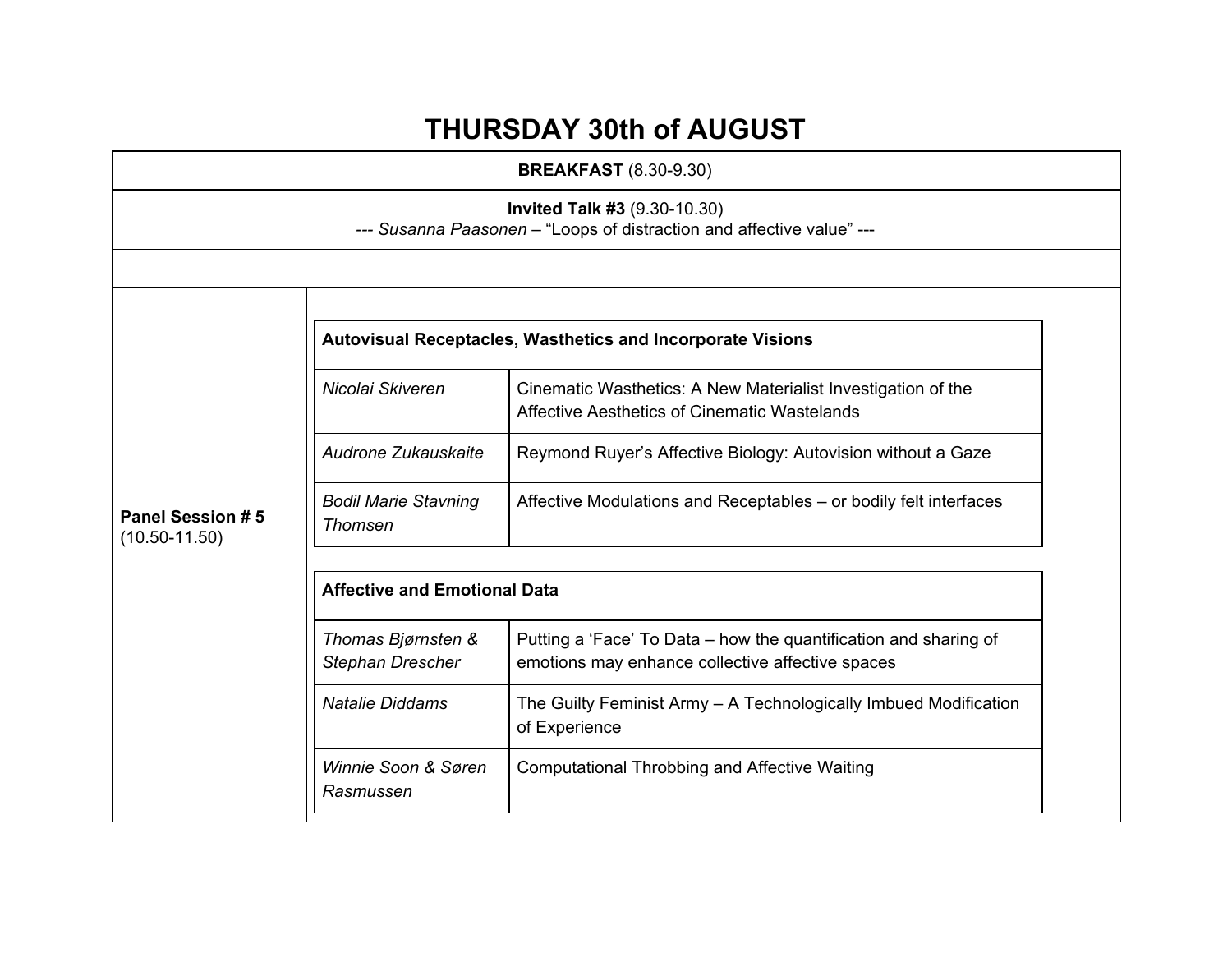# THURSDAY 30th of AUGUST

**BREAKFAST** (8.30-9.30)

**Invited Talk #3** (9.30-10.30)
--- *Susanna Paasonen* – "Loops of distraction and affective value" ---

**Panel Session # 5** (10.50-11.50)

| **Autovisual Receptacles, Wasthetics and Incorporate Visions** | |
|---|---|
| *Nicolai Skiveren* | Cinematic Wasthetics: A New Materialist Investigation of the Affective Aesthetics of Cinematic Wastelands |
| *Audrone Zukauskaite* | Reymond Ruyer's Affective Biology: Autovision without a Gaze |
| *Bodil Marie Stavning Thomsen* | Affective Modulations and Receptables – or bodily felt interfaces |

| **Affective and Emotional Data** | |
|---|---|
| *Thomas Bjørnsten & Stephan Drescher* | Putting a 'Face' To Data – how the quantification and sharing of emotions may enhance collective affective spaces |
| *Natalie Diddams* | The Guilty Feminist Army – A Technologically Imbued Modification of Experience |
| *Winnie Soon & Søren Rasmussen* | Computational Throbbing and Affective Waiting |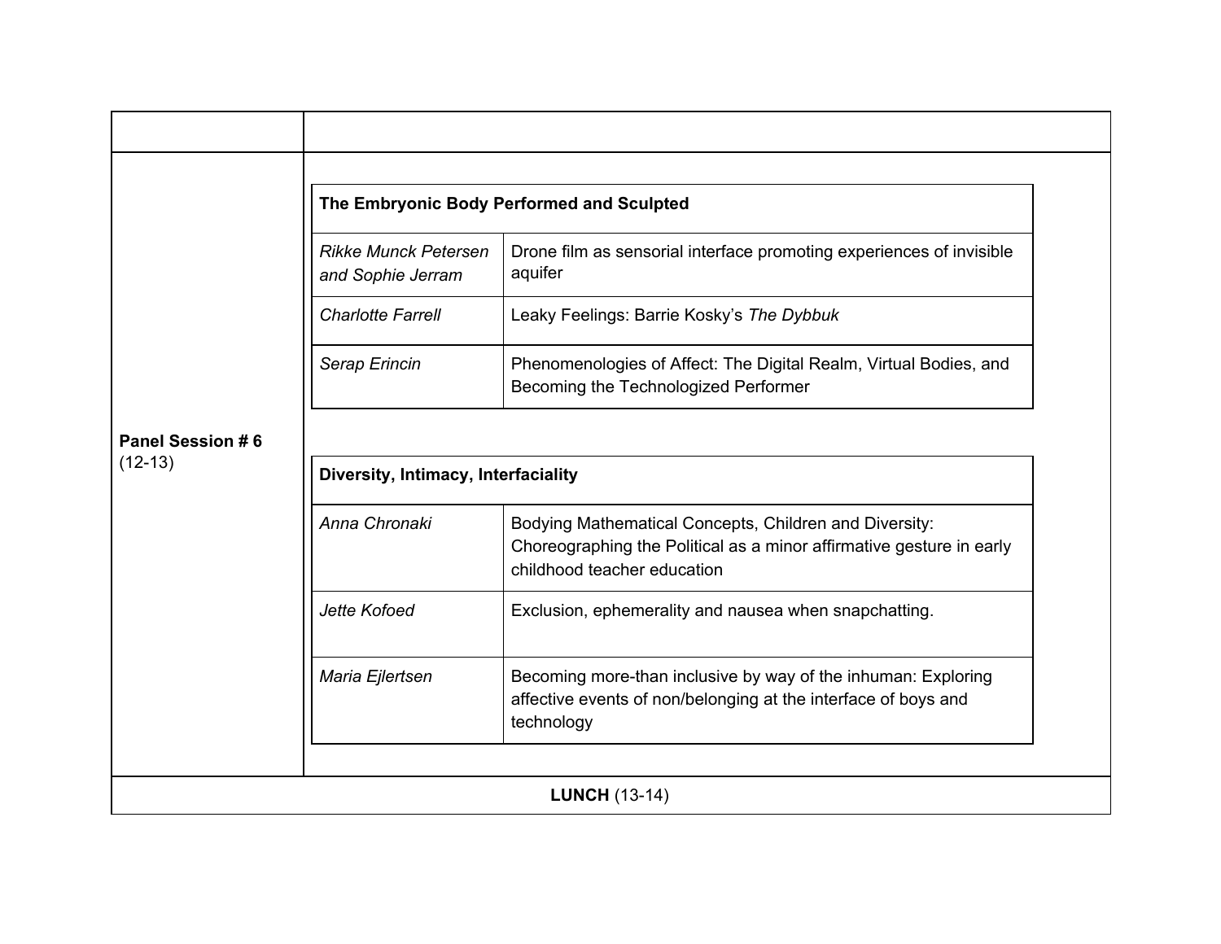| | |
|---|---|
| **Panel Session # 6** (12-13) | |

| **The Embryonic Body Performed and Sculpted** | |
|---|---|
| *Rikke Munck Petersen and Sophie Jerram* | Drone film as sensorial interface promoting experiences of invisible aquifer |
| *Charlotte Farrell* | Leaky Feelings: Barrie Kosky's *The Dybbuk* |
| *Serap Erincin* | Phenomenologies of Affect: The Digital Realm, Virtual Bodies, and Becoming the Technologized Performer |

| **Diversity, Intimacy, Interfaciality** | |
|---|---|
| *Anna Chronaki* | Bodying Mathematical Concepts, Children and Diversity: Choreographing the Political as a minor affirmative gesture in early childhood teacher education |
| *Jette Kofoed* | Exclusion, ephemerality and nausea when snapchatting. |
| *Maria Ejlertsen* | Becoming more-than inclusive by way of the inhuman: Exploring affective events of non/belonging at the interface of boys and technology |

**LUNCH** (13-14)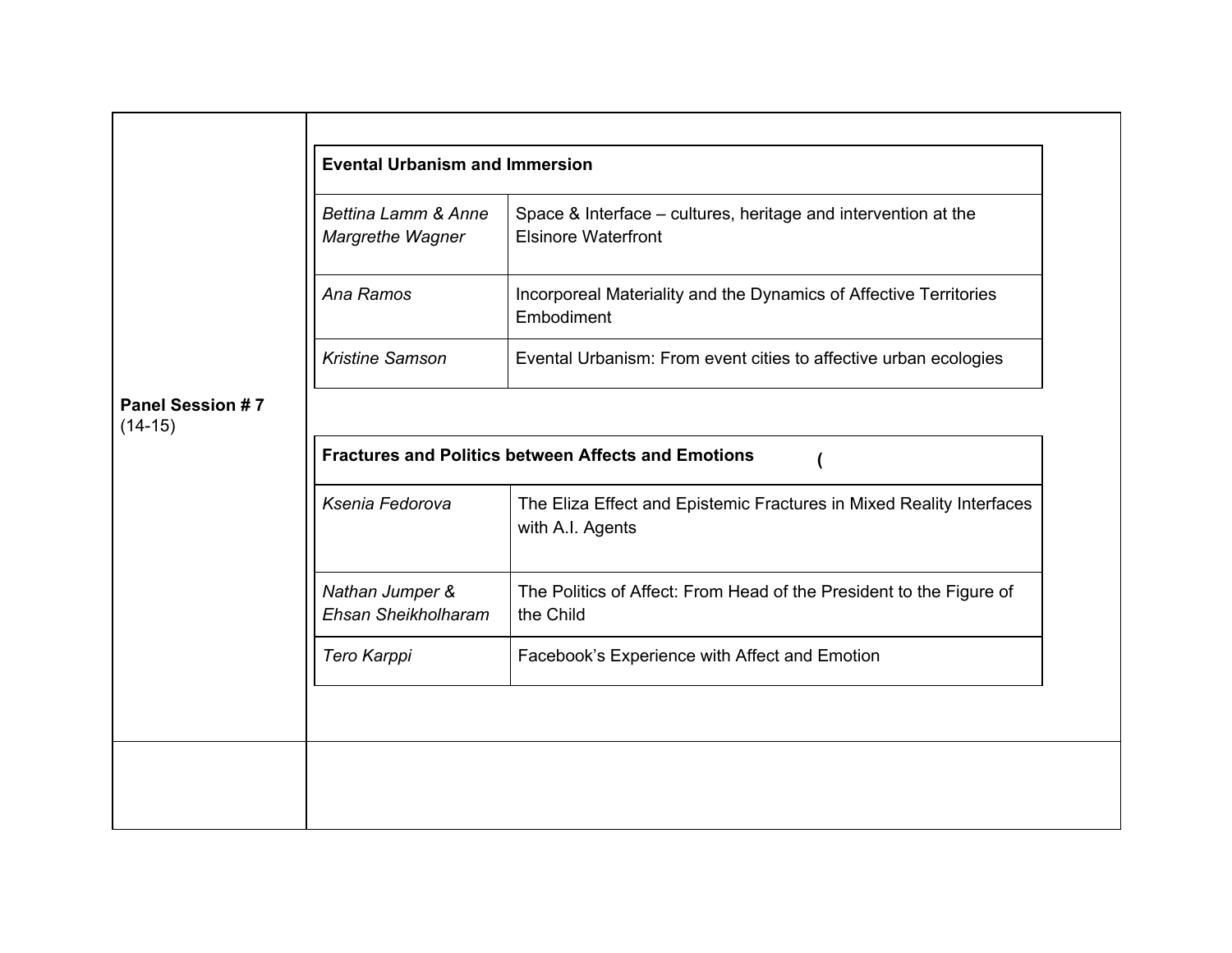**Panel Session # 7** (14-15)

| | |
|---|---|
| **Evental Urbanism and Immersion** | |
| *Bettina Lamm & Anne Margrethe Wagner* | Space & Interface – cultures, heritage and intervention at the Elsinore Waterfront |
| *Ana Ramos* | Incorporeal Materiality and the Dynamics of Affective Territories Embodiment |
| *Kristine Samson* | Evental Urbanism: From event cities to affective urban ecologies |

| | |
|---|---|
| **Fractures and Politics between Affects and Emotions** **(** | |
| *Ksenia Fedorova* | The Eliza Effect and Epistemic Fractures in Mixed Reality Interfaces with A.I. Agents |
| *Nathan Jumper & Ehsan Sheikholharam* | The Politics of Affect: From Head of the President to the Figure of the Child |
| *Tero Karppi* | Facebook's Experience with Affect and Emotion |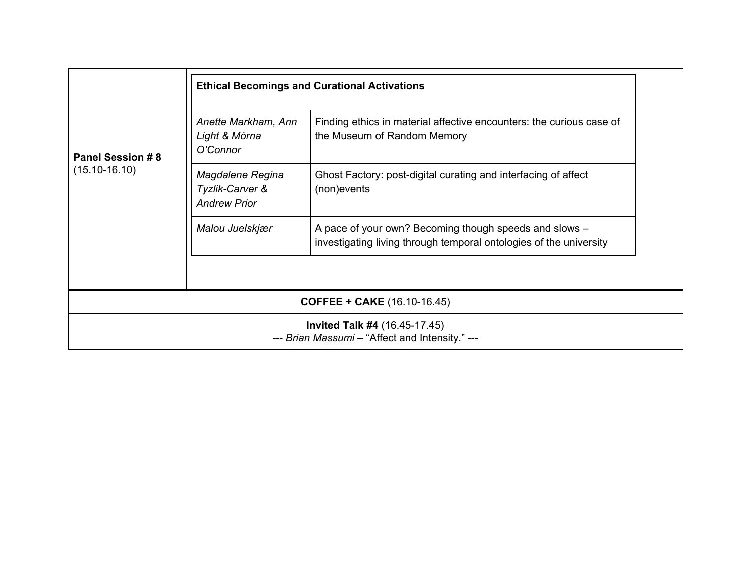| | | |
|---|---|---|
| **Panel Session # 8** (15.10-16.10) | **Ethical Becomings and Curational Activations** | |
| | *Anette Markham, Ann Light & Mórna O'Connor* | Finding ethics in material affective encounters: the curious case of the Museum of Random Memory |
| | *Magdalene Regina Tyzlik-Carver & Andrew Prior* | Ghost Factory: post-digital curating and interfacing of affect (non)events |
| | *Malou Juelskjær* | A pace of your own? Becoming though speeds and slows – investigating living through temporal ontologies of the university |

**COFFEE + CAKE** (16.10-16.45)

**Invited Talk #4** (16.45-17.45)
--- *Brian Massumi* – "Affect and Intensity." ---